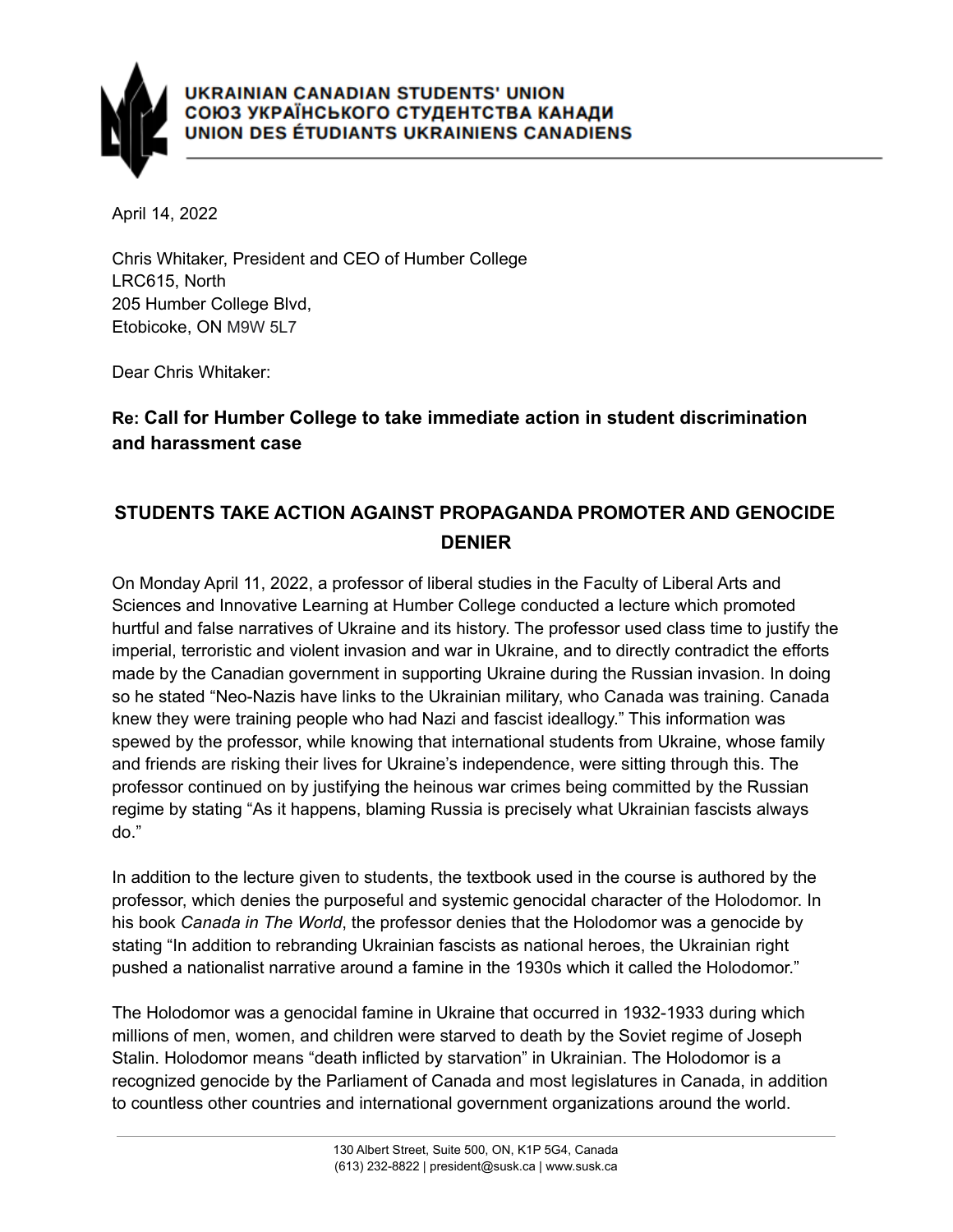**UKRAINIAN CANADIAN STUDENTS' UNION**
**СОЮЗ УКРАЇНСЬКОГО СТУДЕНТСТВА КАНАДИ**
**UNION DES ÉTUDIANTS UKRAINIENS CANADIENS**

April 14, 2022

Chris Whitaker, President and CEO of Humber College
LRC615, North
205 Humber College Blvd,
Etobicoke, ON M9W 5L7

Dear Chris Whitaker:

**Re: Call for Humber College to take immediate action in student discrimination and harassment case**

## STUDENTS TAKE ACTION AGAINST PROPAGANDA PROMOTER AND GENOCIDE DENIER

On Monday April 11, 2022, a professor of liberal studies in the Faculty of Liberal Arts and Sciences and Innovative Learning at Humber College conducted a lecture which promoted hurtful and false narratives of Ukraine and its history. The professor used class time to justify the imperial, terroristic and violent invasion and war in Ukraine, and to directly contradict the efforts made by the Canadian government in supporting Ukraine during the Russian invasion. In doing so he stated "Neo-Nazis have links to the Ukrainian military, who Canada was training. Canada knew they were training people who had Nazi and fascist ideallogy." This information was spewed by the professor, while knowing that international students from Ukraine, whose family and friends are risking their lives for Ukraine's independence, were sitting through this. The professor continued on by justifying the heinous war crimes being committed by the Russian regime by stating "As it happens, blaming Russia is precisely what Ukrainian fascists always do."

In addition to the lecture given to students, the textbook used in the course is authored by the professor, which denies the purposeful and systemic genocidal character of the Holodomor. In his book *Canada in The World*, the professor denies that the Holodomor was a genocide by stating "In addition to rebranding Ukrainian fascists as national heroes, the Ukrainian right pushed a nationalist narrative around a famine in the 1930s which it called the Holodomor."

The Holodomor was a genocidal famine in Ukraine that occurred in 1932-1933 during which millions of men, women, and children were starved to death by the Soviet regime of Joseph Stalin. Holodomor means "death inflicted by starvation" in Ukrainian. The Holodomor is a recognized genocide by the Parliament of Canada and most legislatures in Canada, in addition to countless other countries and international government organizations around the world.

130 Albert Street, Suite 500, ON, K1P 5G4, Canada
(613) 232-8822 | president@susk.ca | www.susk.ca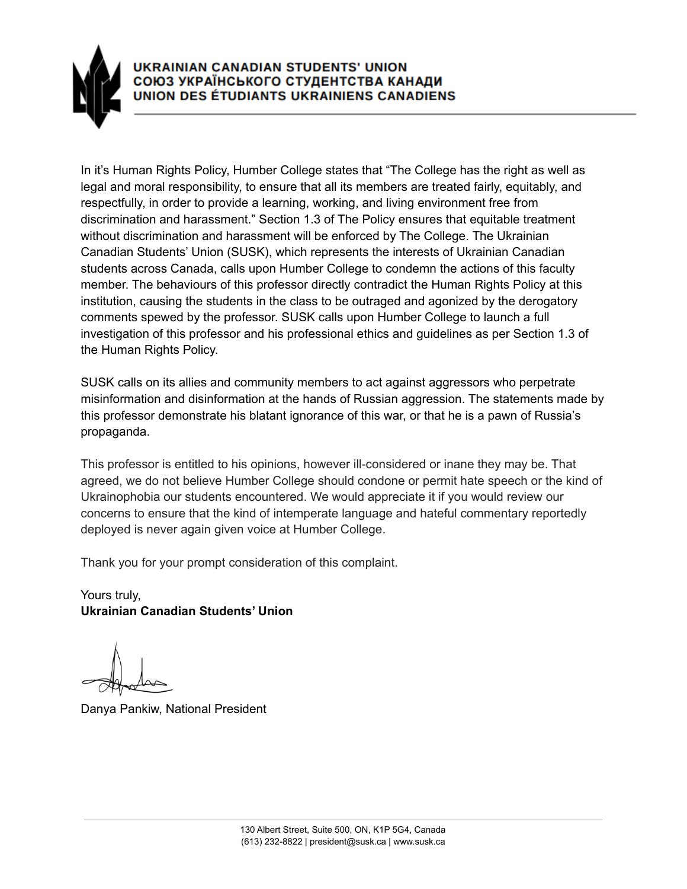**UKRAINIAN CANADIAN STUDENTS' UNION**
**СОЮЗ УКРАЇНСЬКОГО СТУДЕНТСТВА КАНАДИ**
**UNION DES ÉTUDIANTS UKRAINIENS CANADIENS**

In it's Human Rights Policy, Humber College states that "The College has the right as well as legal and moral responsibility, to ensure that all its members are treated fairly, equitably, and respectfully, in order to provide a learning, working, and living environment free from discrimination and harassment." Section 1.3 of The Policy ensures that equitable treatment without discrimination and harassment will be enforced by The College. The Ukrainian Canadian Students' Union (SUSK), which represents the interests of Ukrainian Canadian students across Canada, calls upon Humber College to condemn the actions of this faculty member. The behaviours of this professor directly contradict the Human Rights Policy at this institution, causing the students in the class to be outraged and agonized by the derogatory comments spewed by the professor. SUSK calls upon Humber College to launch a full investigation of this professor and his professional ethics and guidelines as per Section 1.3 of the Human Rights Policy.

SUSK calls on its allies and community members to act against aggressors who perpetrate misinformation and disinformation at the hands of Russian aggression. The statements made by this professor demonstrate his blatant ignorance of this war, or that he is a pawn of Russia's propaganda.

This professor is entitled to his opinions, however ill-considered or inane they may be. That agreed, we do not believe Humber College should condone or permit hate speech or the kind of Ukrainophobia our students encountered. We would appreciate it if you would review our concerns to ensure that the kind of intemperate language and hateful commentary reportedly deployed is never again given voice at Humber College.

Thank you for your prompt consideration of this complaint.

Yours truly,
**Ukrainian Canadian Students' Union**

Danya Pankiw, National President

130 Albert Street, Suite 500, ON, K1P 5G4, Canada
(613) 232-8822 | president@susk.ca | www.susk.ca